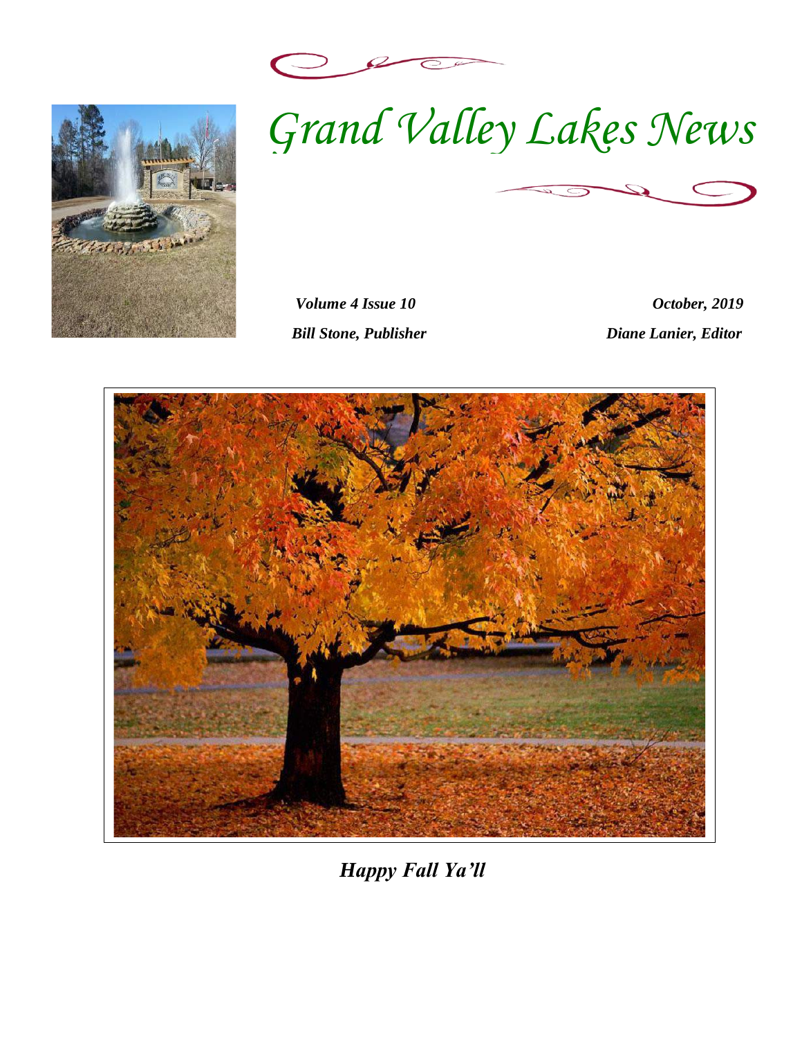# Grand Valley Lakes News

*Volume 4 Issue 10* | *October, 2019*

*Bill Stone, Publisher* | *Diane Lanier, Editor*

***Happy Fall Ya'll***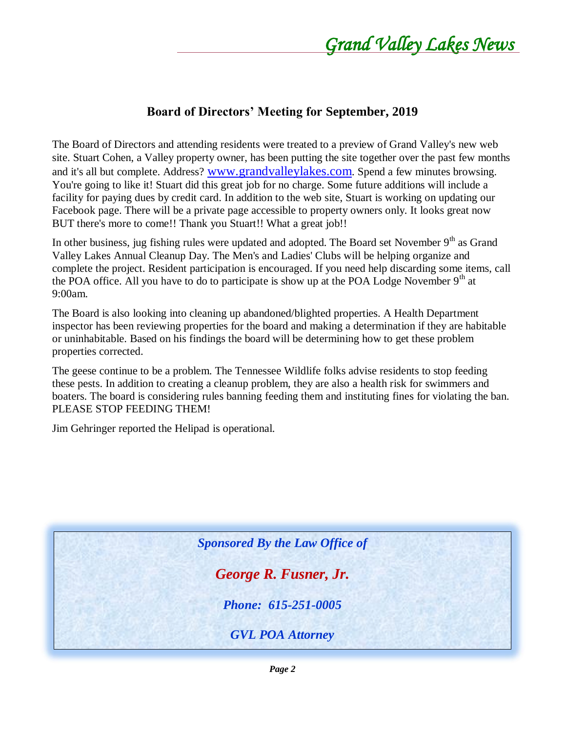## Board of Directors' Meeting for September, 2019

The Board of Directors and attending residents were treated to a preview of Grand Valley's new web site. Stuart Cohen, a Valley property owner, has been putting the site together over the past few months and it's all but complete. Address? www.grandvalleylakes.com. Spend a few minutes browsing. You're going to like it! Stuart did this great job for no charge. Some future additions will include a facility for paying dues by credit card. In addition to the web site, Stuart is working on updating our Facebook page. There will be a private page accessible to property owners only. It looks great now BUT there's more to come!! Thank you Stuart!! What a great job!!

In other business, jug fishing rules were updated and adopted. The Board set November 9th as Grand Valley Lakes Annual Cleanup Day. The Men's and Ladies' Clubs will be helping organize and complete the project. Resident participation is encouraged. If you need help discarding some items, call the POA office. All you have to do to participate is show up at the POA Lodge November 9th at 9:00am.

The Board is also looking into cleaning up abandoned/blighted properties. A Health Department inspector has been reviewing properties for the board and making a determination if they are habitable or uninhabitable. Based on his findings the board will be determining how to get these problem properties corrected.

The geese continue to be a problem. The Tennessee Wildlife folks advise residents to stop feeding these pests. In addition to creating a cleanup problem, they are also a health risk for swimmers and boaters. The board is considering rules banning feeding them and instituting fines for violating the ban. PLEASE STOP FEEDING THEM!

Jim Gehringer reported the Helipad is operational.

***Sponsored By the Law Office of***

***George R. Fusner, Jr.***

***Phone: 615-251-0005***

***GVL POA Attorney***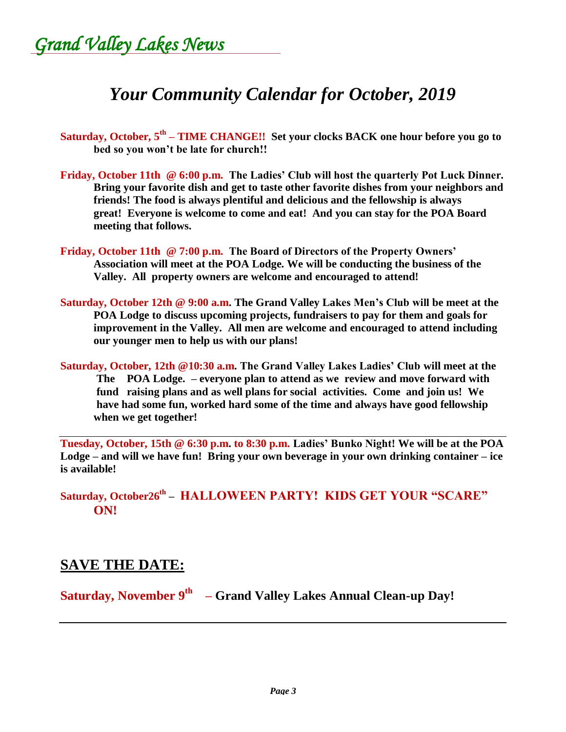*Grand Valley Lakes News*

# *Your Community Calendar for October, 2019*

**Saturday, October, 5th – TIME CHANGE!! Set your clocks BACK one hour before you go to bed so you won't be late for church!!**

**Friday, October 11th @ 6:00 p.m. The Ladies' Club will host the quarterly Pot Luck Dinner. Bring your favorite dish and get to taste other favorite dishes from your neighbors and friends! The food is always plentiful and delicious and the fellowship is always great! Everyone is welcome to come and eat! And you can stay for the POA Board meeting that follows.**

**Friday, October 11th @ 7:00 p.m. The Board of Directors of the Property Owners' Association will meet at the POA Lodge. We will be conducting the business of the Valley. All property owners are welcome and encouraged to attend!**

**Saturday, October 12th @ 9:00 a.m. The Grand Valley Lakes Men's Club will be meet at the POA Lodge to discuss upcoming projects, fundraisers to pay for them and goals for improvement in the Valley. All men are welcome and encouraged to attend including our younger men to help us with our plans!**

**Saturday, October, 12th @10:30 a.m. The Grand Valley Lakes Ladies' Club will meet at the The POA Lodge. – everyone plan to attend as we review and move forward with fund raising plans and as well plans for social activities. Come and join us! We have had some fun, worked hard some of the time and always have good fellowship when we get together!**

---

**Tuesday, October, 15th @ 6:30 p.m. to 8:30 p.m. Ladies' Bunko Night! We will be at the POA Lodge – and will we have fun! Bring your own beverage in your own drinking container – ice is available!**

**Saturday, October26th – HALLOWEEN PARTY! KIDS GET YOUR "SCARE" ON!**

## SAVE THE DATE:

**Saturday, November 9th – Grand Valley Lakes Annual Clean-up Day!**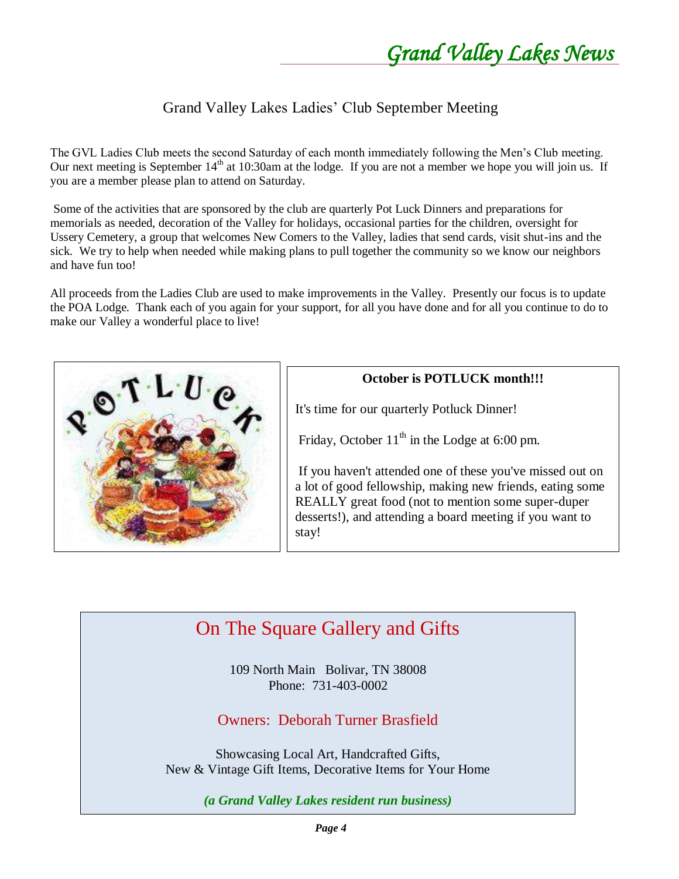## Grand Valley Lakes Ladies' Club September Meeting

The GVL Ladies Club meets the second Saturday of each month immediately following the Men's Club meeting. Our next meeting is September 14th at 10:30am at the lodge. If you are not a member we hope you will join us. If you are a member please plan to attend on Saturday.

Some of the activities that are sponsored by the club are quarterly Pot Luck Dinners and preparations for memorials as needed, decoration of the Valley for holidays, occasional parties for the children, oversight for Ussery Cemetery, a group that welcomes New Comers to the Valley, ladies that send cards, visit shut-ins and the sick. We try to help when needed while making plans to pull together the community so we know our neighbors and have fun too!

All proceeds from the Ladies Club are used to make improvements in the Valley. Presently our focus is to update the POA Lodge. Thank each of you again for your support, for all you have done and for all you continue to do to make our Valley a wonderful place to live!

**October is POTLUCK month!!!**

It's time for our quarterly Potluck Dinner!

Friday, October 11th in the Lodge at 6:00 pm.

If you haven't attended one of these you've missed out on a lot of good fellowship, making new friends, eating some REALLY great food (not to mention some super-duper desserts!), and attending a board meeting if you want to stay!

## On The Square Gallery and Gifts

109 North Main Bolivar, TN 38008
Phone: 731-403-0002

Owners: Deborah Turner Brasfield

Showcasing Local Art, Handcrafted Gifts,
New & Vintage Gift Items, Decorative Items for Your Home

***(a Grand Valley Lakes resident run business)***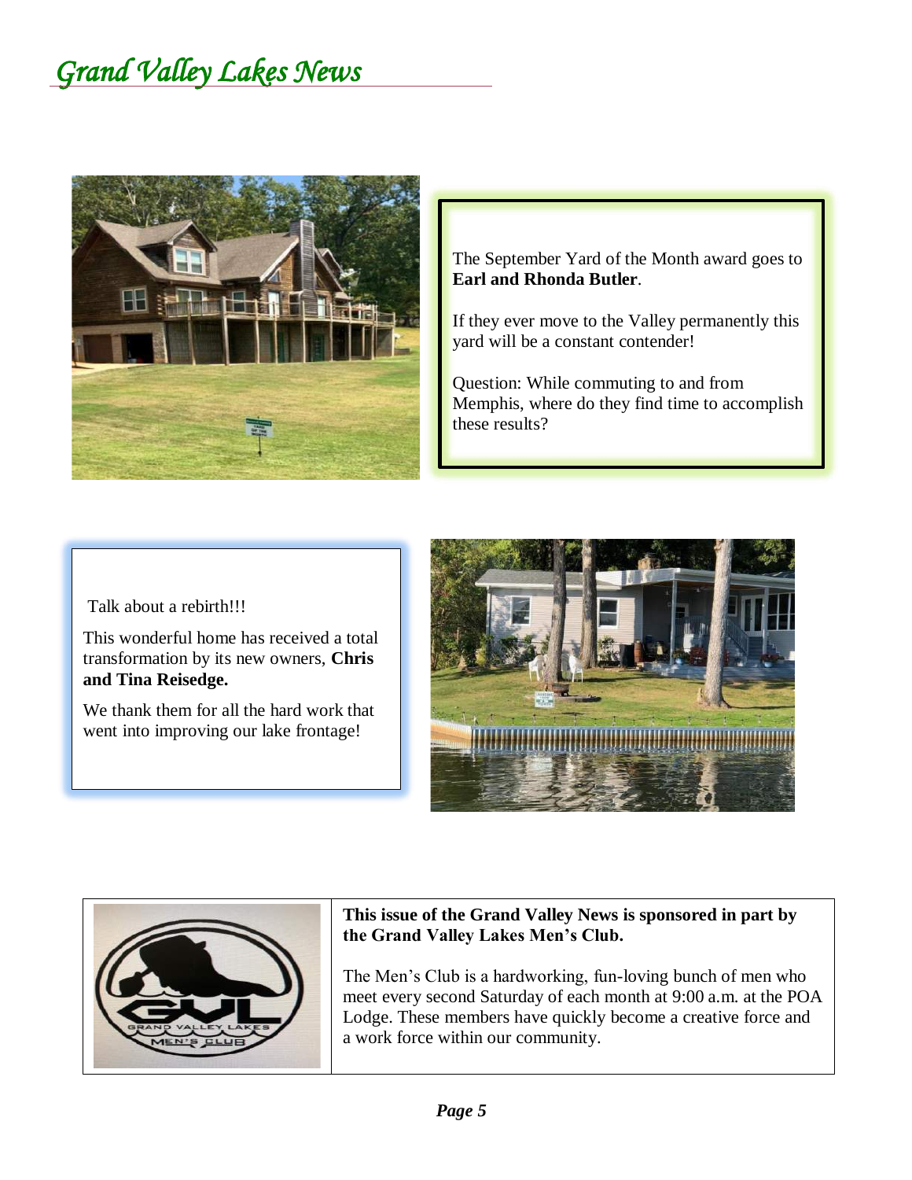The September Yard of the Month award goes to **Earl and Rhonda Butler**.

If they ever move to the Valley permanently this yard will be a constant contender!

Question: While commuting to and from Memphis, where do they find time to accomplish these results?

Talk about a rebirth!!!

This wonderful home has received a total transformation by its new owners, **Chris and Tina Reisedge.**

We thank them for all the hard work that went into improving our lake frontage!

**This issue of the Grand Valley News is sponsored in part by the Grand Valley Lakes Men's Club.**

The Men's Club is a hardworking, fun-loving bunch of men who meet every second Saturday of each month at 9:00 a.m. at the POA Lodge. These members have quickly become a creative force and a work force within our community.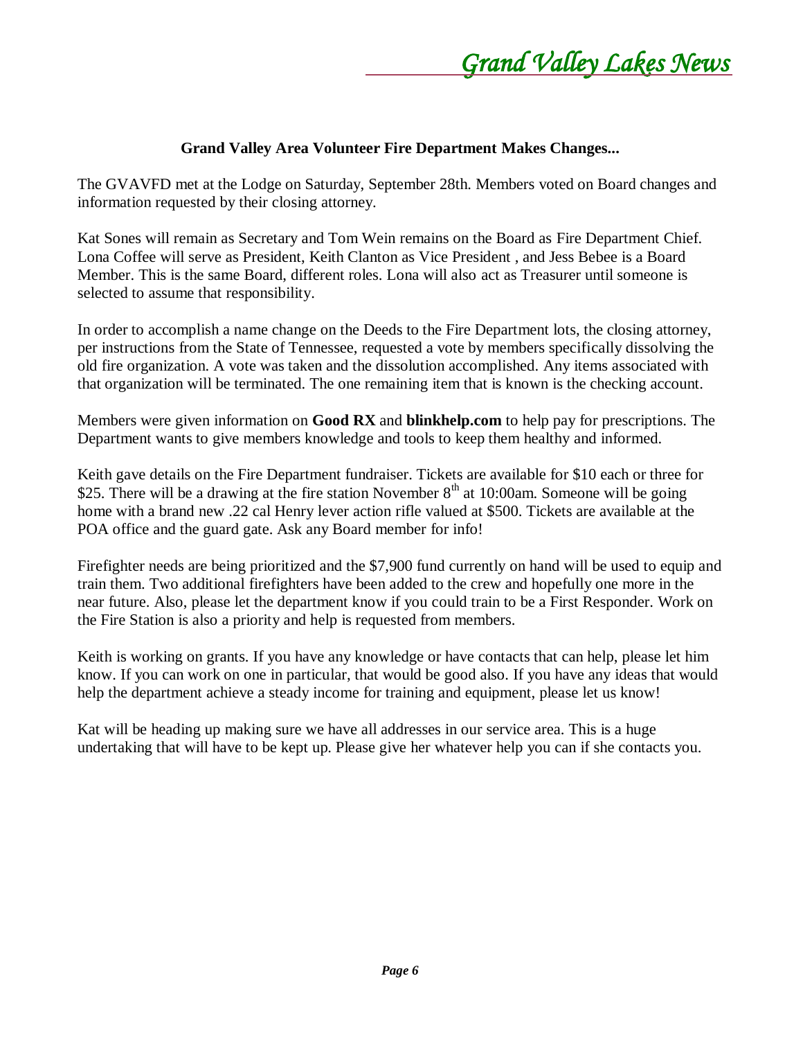## Grand Valley Area Volunteer Fire Department Makes Changes...

The GVAVFD met at the Lodge on Saturday, September 28th. Members voted on Board changes and information requested by their closing attorney.

Kat Sones will remain as Secretary and Tom Wein remains on the Board as Fire Department Chief. Lona Coffee will serve as President, Keith Clanton as Vice President , and Jess Bebee is a Board Member. This is the same Board, different roles. Lona will also act as Treasurer until someone is selected to assume that responsibility.

In order to accomplish a name change on the Deeds to the Fire Department lots, the closing attorney, per instructions from the State of Tennessee, requested a vote by members specifically dissolving the old fire organization. A vote was taken and the dissolution accomplished. Any items associated with that organization will be terminated. The one remaining item that is known is the checking account.

Members were given information on **Good RX** and **blinkhelp.com** to help pay for prescriptions. The Department wants to give members knowledge and tools to keep them healthy and informed.

Keith gave details on the Fire Department fundraiser. Tickets are available for $10 each or three for $25. There will be a drawing at the fire station November 8th at 10:00am. Someone will be going home with a brand new .22 cal Henry lever action rifle valued at $500. Tickets are available at the POA office and the guard gate. Ask any Board member for info!

Firefighter needs are being prioritized and the $7,900 fund currently on hand will be used to equip and train them. Two additional firefighters have been added to the crew and hopefully one more in the near future. Also, please let the department know if you could train to be a First Responder. Work on the Fire Station is also a priority and help is requested from members.

Keith is working on grants. If you have any knowledge or have contacts that can help, please let him know. If you can work on one in particular, that would be good also. If you have any ideas that would help the department achieve a steady income for training and equipment, please let us know!

Kat will be heading up making sure we have all addresses in our service area. This is a huge undertaking that will have to be kept up. Please give her whatever help you can if she contacts you.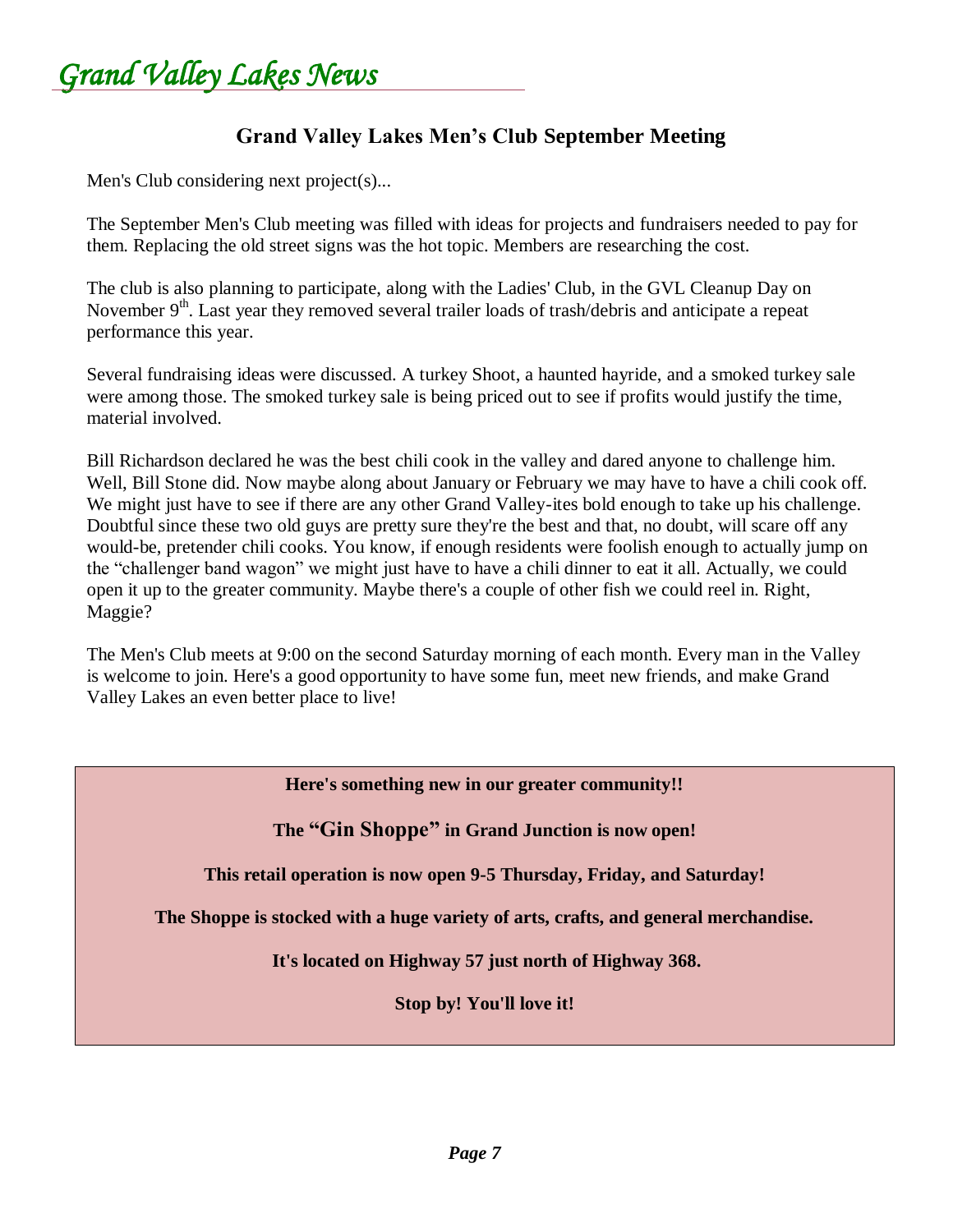## Grand Valley Lakes Men's Club September Meeting

Men's Club considering next project(s)...

The September Men's Club meeting was filled with ideas for projects and fundraisers needed to pay for them. Replacing the old street signs was the hot topic. Members are researching the cost.

The club is also planning to participate, along with the Ladies' Club, in the GVL Cleanup Day on November 9th. Last year they removed several trailer loads of trash/debris and anticipate a repeat performance this year.

Several fundraising ideas were discussed. A turkey Shoot, a haunted hayride, and a smoked turkey sale were among those. The smoked turkey sale is being priced out to see if profits would justify the time, material involved.

Bill Richardson declared he was the best chili cook in the valley and dared anyone to challenge him. Well, Bill Stone did. Now maybe along about January or February we may have to have a chili cook off. We might just have to see if there are any other Grand Valley-ites bold enough to take up his challenge. Doubtful since these two old guys are pretty sure they're the best and that, no doubt, will scare off any would-be, pretender chili cooks. You know, if enough residents were foolish enough to actually jump on the "challenger band wagon" we might just have to have a chili dinner to eat it all. Actually, we could open it up to the greater community. Maybe there's a couple of other fish we could reel in. Right, Maggie?

The Men's Club meets at 9:00 on the second Saturday morning of each month. Every man in the Valley is welcome to join. Here's a good opportunity to have some fun, meet new friends, and make Grand Valley Lakes an even better place to live!

**Here's something new in our greater community!!**

**The "Gin Shoppe" in Grand Junction is now open!**

**This retail operation is now open 9-5 Thursday, Friday, and Saturday!**

**The Shoppe is stocked with a huge variety of arts, crafts, and general merchandise.**

**It's located on Highway 57 just north of Highway 368.**

**Stop by! You'll love it!**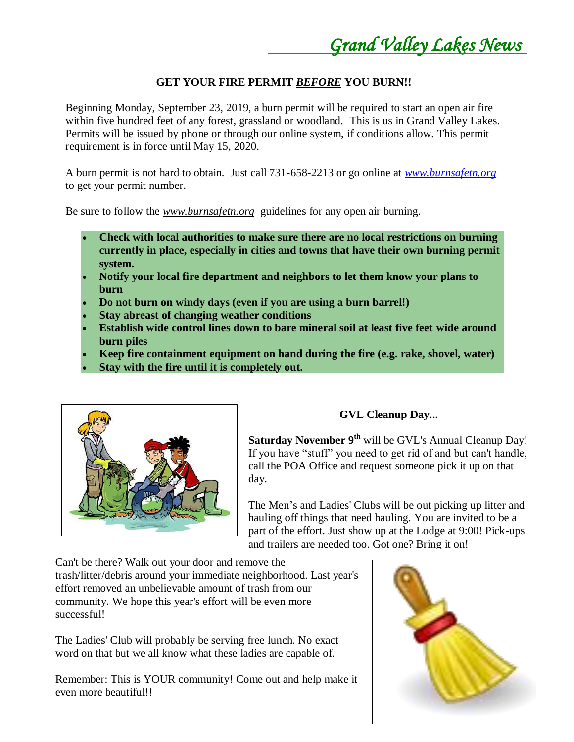# *Grand Valley Lakes News*

**GET YOUR FIRE PERMIT *BEFORE* YOU BURN!!**

Beginning Monday, September 23, 2019, a burn permit will be required to start an open air fire within five hundred feet of any forest, grassland or woodland. This is us in Grand Valley Lakes. Permits will be issued by phone or through our online system, if conditions allow. This permit requirement is in force until May 15, 2020.

A burn permit is not hard to obtain. Just call 731-658-2213 or go online at *www.burnsafetn.org* to get your permit number.

Be sure to follow the *www.burnsafetn.org* guidelines for any open air burning.

- **Check with local authorities to make sure there are no local restrictions on burning currently in place, especially in cities and towns that have their own burning permit system.**
- **Notify your local fire department and neighbors to let them know your plans to burn**
- **Do not burn on windy days (even if you are using a burn barrel!)**
- **Stay abreast of changing weather conditions**
- **Establish wide control lines down to bare mineral soil at least five feet wide around burn piles**
- **Keep fire containment equipment on hand during the fire (e.g. rake, shovel, water)**
- **Stay with the fire until it is completely out.**

**GVL Cleanup Day...**

**Saturday November 9th** will be GVL's Annual Cleanup Day! If you have "stuff" you need to get rid of and but can't handle, call the POA Office and request someone pick it up on that day.

The Men's and Ladies' Clubs will be out picking up litter and hauling off things that need hauling. You are invited to be a part of the effort. Just show up at the Lodge at 9:00! Pick-ups and trailers are needed too. Got one? Bring it on!

Can't be there? Walk out your door and remove the trash/litter/debris around your immediate neighborhood. Last year's effort removed an unbelievable amount of trash from our community. We hope this year's effort will be even more successful!

The Ladies' Club will probably be serving free lunch. No exact word on that but we all know what these ladies are capable of.

Remember: This is YOUR community! Come out and help make it even more beautiful!!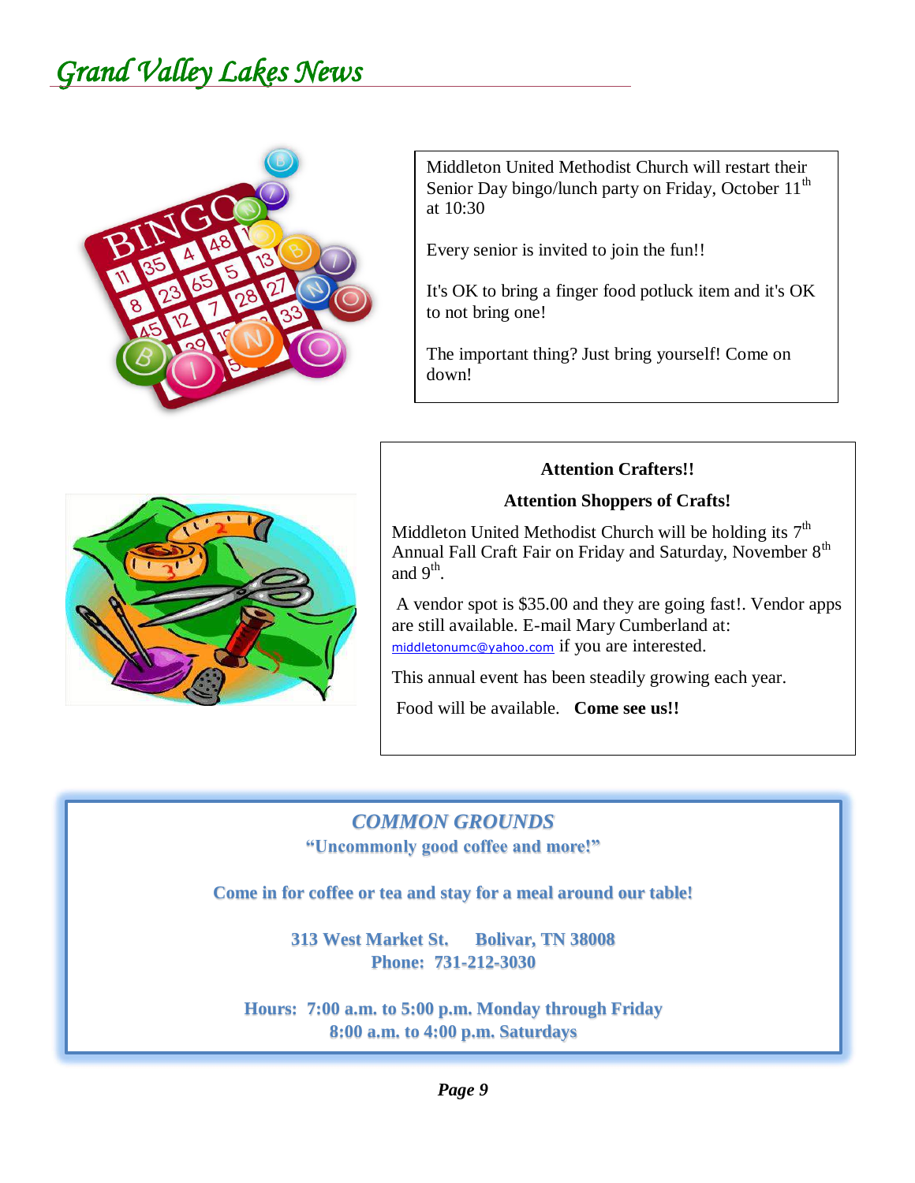Middleton United Methodist Church will restart their Senior Day bingo/lunch party on Friday, October 11th at 10:30

Every senior is invited to join the fun!!

It's OK to bring a finger food potluck item and it's OK to not bring one!

The important thing? Just bring yourself! Come on down!

**Attention Crafters!!**

**Attention Shoppers of Crafts!**

Middleton United Methodist Church will be holding its 7th Annual Fall Craft Fair on Friday and Saturday, November 8th and 9th.

A vendor spot is $35.00 and they are going fast!. Vendor apps are still available. E-mail Mary Cumberland at: middletonumc@yahoo.com if you are interested.

This annual event has been steadily growing each year.

Food will be available. **Come see us!!**

***COMMON GROUNDS***

**"Uncommonly good coffee and more!"**

**Come in for coffee or tea and stay for a meal around our table!**

**313 West Market St. Bolivar, TN 38008**
**Phone: 731-212-3030**

**Hours: 7:00 a.m. to 5:00 p.m. Monday through Friday**
**8:00 a.m. to 4:00 p.m. Saturdays**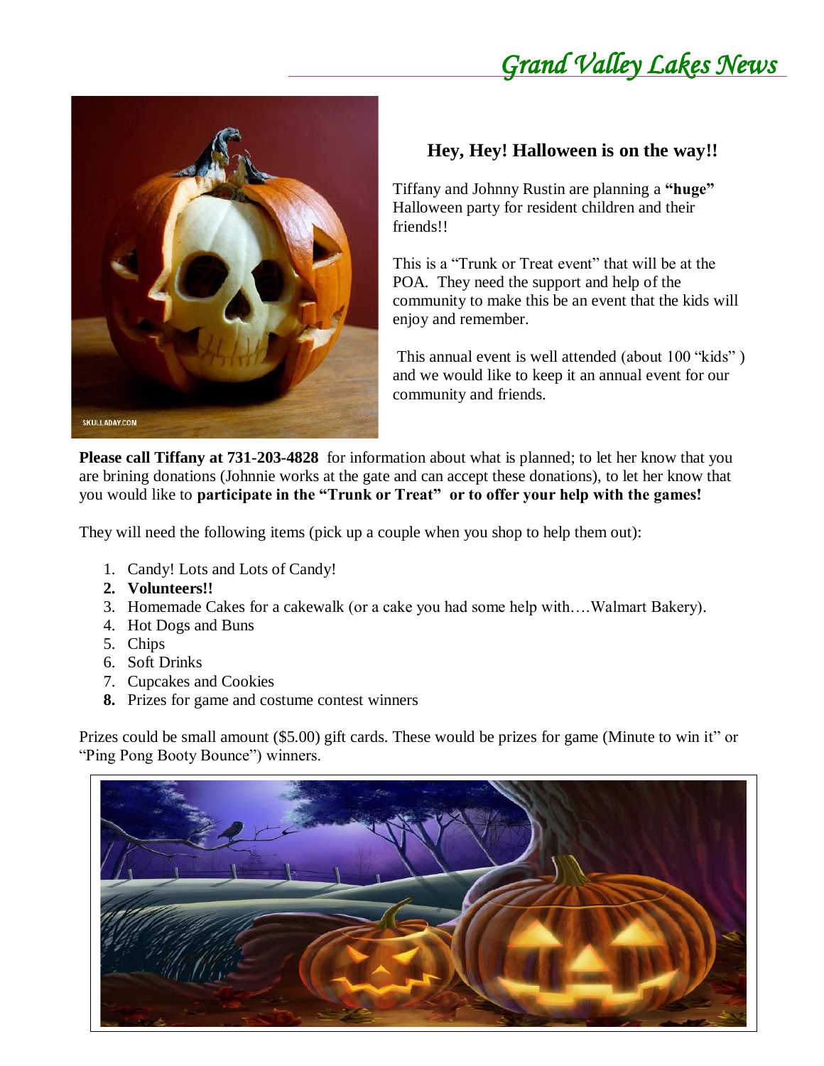## Hey, Hey! Halloween is on the way!!

Tiffany and Johnny Rustin are planning a **"huge"** Halloween party for resident children and their friends!!

This is a "Trunk or Treat event" that will be at the POA. They need the support and help of the community to make this be an event that the kids will enjoy and remember.

This annual event is well attended (about 100 "kids" ) and we would like to keep it an annual event for our community and friends.

**Please call Tiffany at 731-203-4828** for information about what is planned; to let her know that you are brining donations (Johnnie works at the gate and can accept these donations), to let her know that you would like to **participate in the "Trunk or Treat" or to offer your help with the games!**

They will need the following items (pick up a couple when you shop to help them out):

1. Candy! Lots and Lots of Candy!
2. **Volunteers!!**
3. Homemade Cakes for a cakewalk (or a cake you had some help with….Walmart Bakery).
4. Hot Dogs and Buns
5. Chips
6. Soft Drinks
7. Cupcakes and Cookies
8. Prizes for game and costume contest winners

Prizes could be small amount ($5.00) gift cards. These would be prizes for game (Minute to win it" or "Ping Pong Booty Bounce") winners.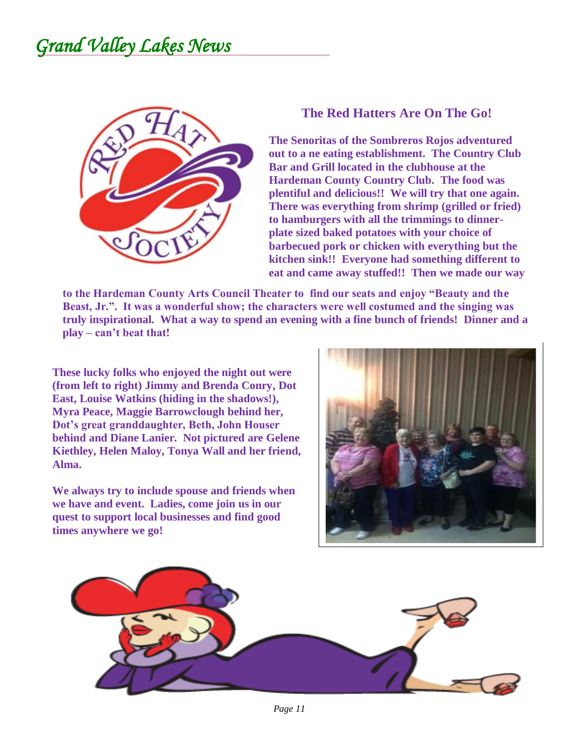## The Red Hatters Are On The Go!

**The Senoritas of the Sombreros Rojos adventured out to a ne eating establishment. The Country Club Bar and Grill located in the clubhouse at the Hardeman County Country Club. The food was plentiful and delicious!! We will try that one again. There was everything from shrimp (grilled or fried) to hamburgers with all the trimmings to dinner-plate sized baked potatoes with your choice of barbecued pork or chicken with everything but the kitchen sink!! Everyone had something different to eat and came away stuffed!! Then we made our way to the Hardeman County Arts Council Theater to find our seats and enjoy "Beauty and the Beast, Jr.". It was a wonderful show; the characters were well costumed and the singing was truly inspirational. What a way to spend an evening with a fine bunch of friends! Dinner and a play – can't beat that!**

**These lucky folks who enjoyed the night out were (from left to right) Jimmy and Brenda Conry, Dot East, Louise Watkins (hiding in the shadows!), Myra Peace, Maggie Barrowclough behind her, Dot's great granddaughter, Beth, John Houser behind and Diane Lanier. Not pictured are Gelene Kiethley, Helen Maloy, Tonya Wall and her friend, Alma.**

**We always try to include spouse and friends when we have and event. Ladies, come join us in our quest to support local businesses and find good times anywhere we go!**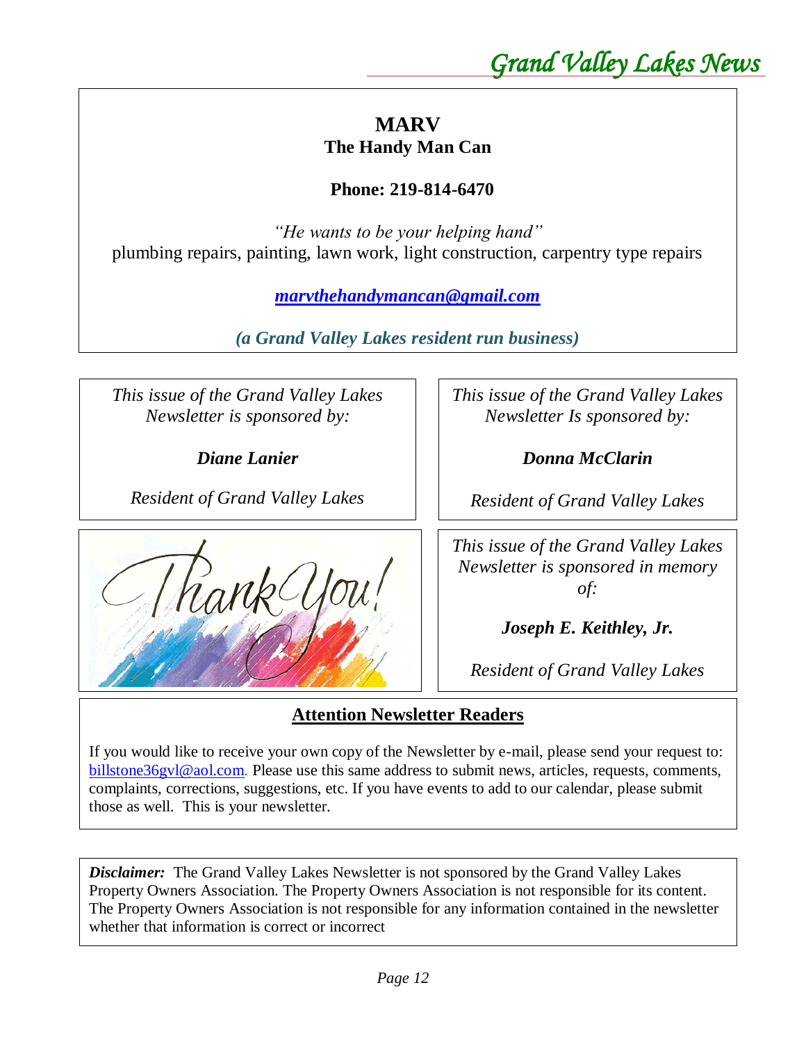**MARV**
**The Handy Man Can**

**Phone: 219-814-6470**

*"He wants to be your helping hand"*
plumbing repairs, painting, lawn work, light construction, carpentry type repairs

***marvthehandymancan@gmail.com***

***(a Grand Valley Lakes resident run business)***

*This issue of the Grand Valley Lakes Newsletter is sponsored by:*

***Diane Lanier***

*Resident of Grand Valley Lakes*

*This issue of the Grand Valley Lakes Newsletter Is sponsored by:*

***Donna McClarin***

*Resident of Grand Valley Lakes*

*This issue of the Grand Valley Lakes Newsletter is sponsored in memory of:*

***Joseph E. Keithley, Jr.***

*Resident of Grand Valley Lakes*

## Attention Newsletter Readers

If you would like to receive your own copy of the Newsletter by e-mail, please send your request to: billstone36gvl@aol.com. Please use this same address to submit news, articles, requests, comments, complaints, corrections, suggestions, etc. If you have events to add to our calendar, please submit those as well. This is your newsletter.

***Disclaimer:*** The Grand Valley Lakes Newsletter is not sponsored by the Grand Valley Lakes Property Owners Association. The Property Owners Association is not responsible for its content. The Property Owners Association is not responsible for any information contained in the newsletter whether that information is correct or incorrect